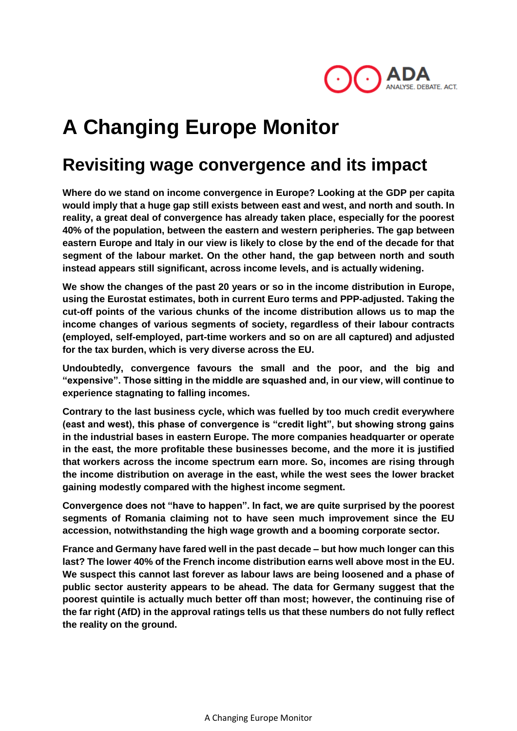# A Changing Europe Monitor

## Revisiting wage convergence and its impact

**Where do we stand on income convergence in Europe? Looking at the GDP per capita would imply that a huge gap still exists between east and west, and north and south. In reality, a great deal of convergence has already taken place, especially for the poorest 40% of the population, between the eastern and western peripheries. The gap between eastern Europe and Italy in our view is likely to close by the end of the decade for that segment of the labour market. On the other hand, the gap between north and south instead appears still significant, across income levels, and is actually widening.**

**We show the changes of the past 20 years or so in the income distribution in Europe, using the Eurostat estimates, both in current Euro terms and PPP-adjusted. Taking the cut-off points of the various chunks of the income distribution allows us to map the income changes of various segments of society, regardless of their labour contracts (employed, self-employed, part-time workers and so on are all captured) and adjusted for the tax burden, which is very diverse across the EU.**

**Undoubtedly, convergence favours the small and the poor, and the big and "expensive". Those sitting in the middle are squashed and, in our view, will continue to experience stagnating to falling incomes.**

**Contrary to the last business cycle, which was fuelled by too much credit everywhere (east and west), this phase of convergence is "credit light", but showing strong gains in the industrial bases in eastern Europe. The more companies headquarter or operate in the east, the more profitable these businesses become, and the more it is justified that workers across the income spectrum earn more. So, incomes are rising through the income distribution on average in the east, while the west sees the lower bracket gaining modestly compared with the highest income segment.**

**Convergence does not "have to happen". In fact, we are quite surprised by the poorest segments of Romania claiming not to have seen much improvement since the EU accession, notwithstanding the high wage growth and a booming corporate sector.**

**France and Germany have fared well in the past decade – but how much longer can this last? The lower 40% of the French income distribution earns well above most in the EU. We suspect this cannot last forever as labour laws are being loosened and a phase of public sector austerity appears to be ahead. The data for Germany suggest that the poorest quintile is actually much better off than most; however, the continuing rise of the far right (AfD) in the approval ratings tells us that these numbers do not fully reflect the reality on the ground.**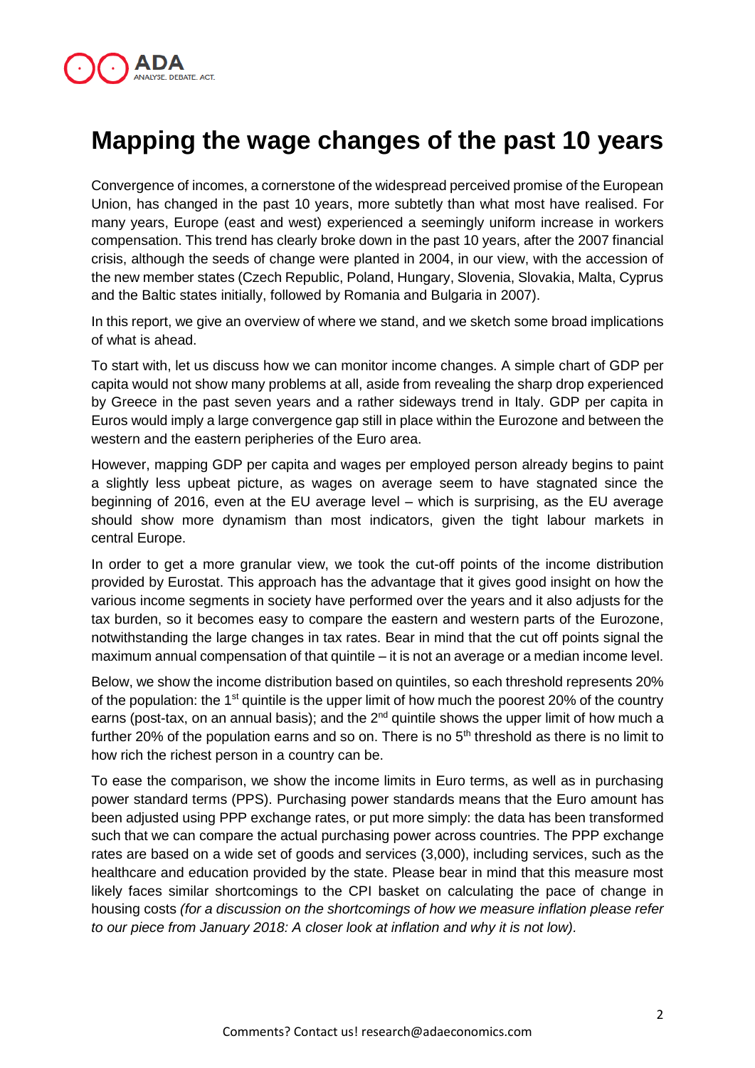# Mapping the wage changes of the past 10 years

Convergence of incomes, a cornerstone of the widespread perceived promise of the European Union, has changed in the past 10 years, more subtetly than what most have realised. For many years, Europe (east and west) experienced a seemingly uniform increase in workers compensation. This trend has clearly broke down in the past 10 years, after the 2007 financial crisis, although the seeds of change were planted in 2004, in our view, with the accession of the new member states (Czech Republic, Poland, Hungary, Slovenia, Slovakia, Malta, Cyprus and the Baltic states initially, followed by Romania and Bulgaria in 2007).

In this report, we give an overview of where we stand, and we sketch some broad implications of what is ahead.

To start with, let us discuss how we can monitor income changes. A simple chart of GDP per capita would not show many problems at all, aside from revealing the sharp drop experienced by Greece in the past seven years and a rather sideways trend in Italy. GDP per capita in Euros would imply a large convergence gap still in place within the Eurozone and between the western and the eastern peripheries of the Euro area.

However, mapping GDP per capita and wages per employed person already begins to paint a slightly less upbeat picture, as wages on average seem to have stagnated since the beginning of 2016, even at the EU average level – which is surprising, as the EU average should show more dynamism than most indicators, given the tight labour markets in central Europe.

In order to get a more granular view, we took the cut-off points of the income distribution provided by Eurostat. This approach has the advantage that it gives good insight on how the various income segments in society have performed over the years and it also adjusts for the tax burden, so it becomes easy to compare the eastern and western parts of the Eurozone, notwithstanding the large changes in tax rates. Bear in mind that the cut off points signal the maximum annual compensation of that quintile – it is not an average or a median income level.

Below, we show the income distribution based on quintiles, so each threshold represents 20% of the population: the 1st quintile is the upper limit of how much the poorest 20% of the country earns (post-tax, on an annual basis); and the 2nd quintile shows the upper limit of how much a further 20% of the population earns and so on. There is no 5th threshold as there is no limit to how rich the richest person in a country can be.

To ease the comparison, we show the income limits in Euro terms, as well as in purchasing power standard terms (PPS). Purchasing power standards means that the Euro amount has been adjusted using PPP exchange rates, or put more simply: the data has been transformed such that we can compare the actual purchasing power across countries. The PPP exchange rates are based on a wide set of goods and services (3,000), including services, such as the healthcare and education provided by the state. Please bear in mind that this measure most likely faces similar shortcomings to the CPI basket on calculating the pace of change in housing costs *(for a discussion on the shortcomings of how we measure inflation please refer to our piece from January 2018: A closer look at inflation and why it is not low).*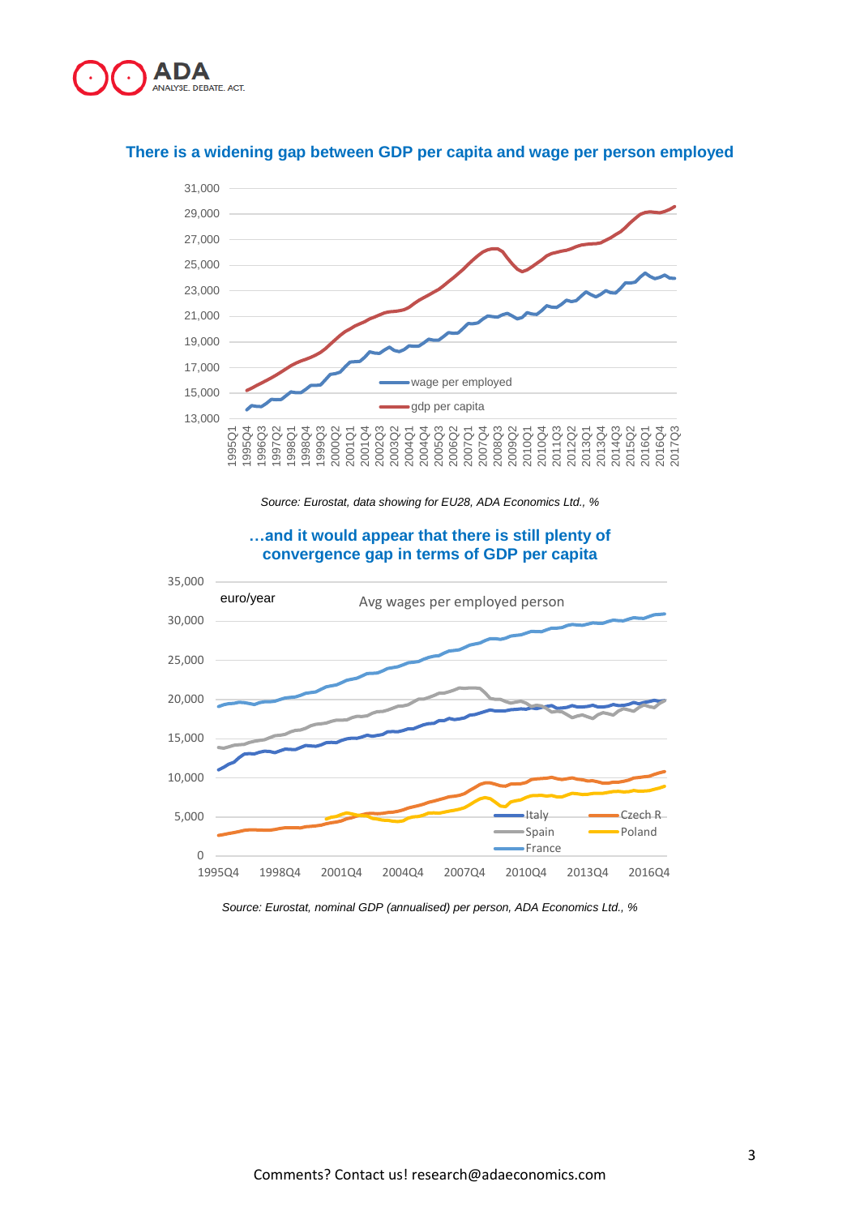## There is a widening gap between GDP per capita and wage per person employed

*Source: Eurostat, data showing for EU28, ADA Economics Ltd., %*

## …and it would appear that there is still plenty of convergence gap in terms of GDP per capita

*Source: Eurostat, nominal GDP (annualised) per person, ADA Economics Ltd., %*

Comments? Contact us! research@adaeconomics.com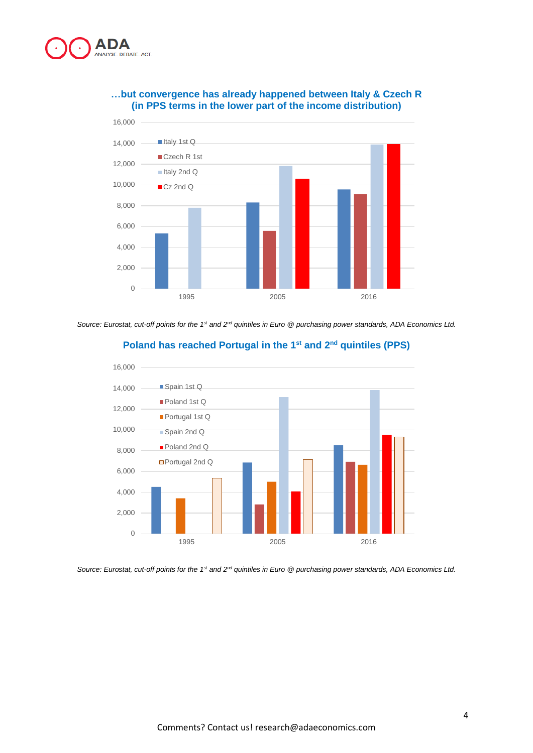**…but convergence has already happened between Italy & Czech R (in PPS terms in the lower part of the income distribution)**

*Source: Eurostat, cut-off points for the 1st and 2nd quintiles in Euro @ purchasing power standards, ADA Economics Ltd.*

**Poland has reached Portugal in the 1st and 2nd quintiles (PPS)**

*Source: Eurostat, cut-off points for the 1st and 2nd quintiles in Euro @ purchasing power standards, ADA Economics Ltd.*

Comments? Contact us! research@adaeconomics.com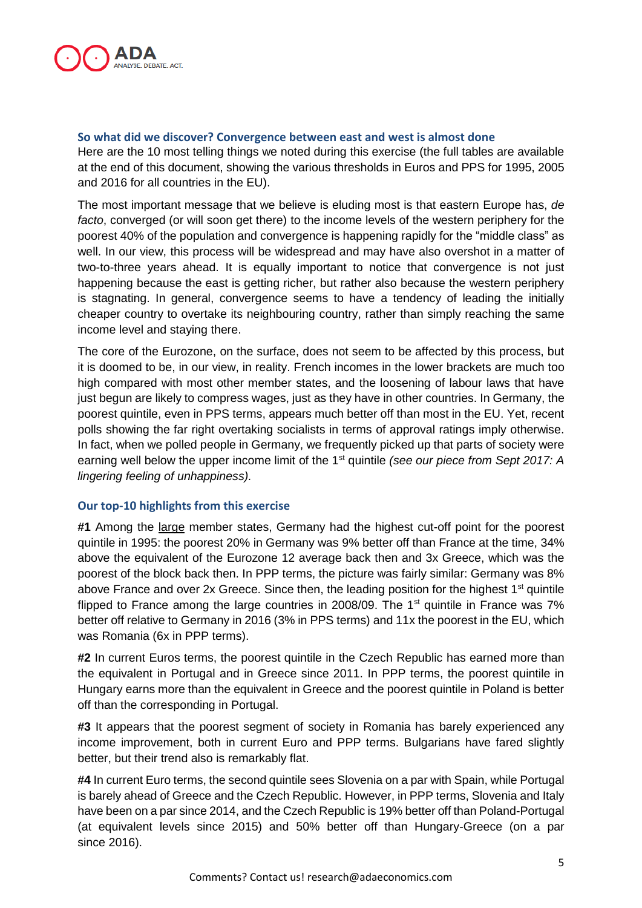### So what did we discover? Convergence between east and west is almost done

Here are the 10 most telling things we noted during this exercise (the full tables are available at the end of this document, showing the various thresholds in Euros and PPS for 1995, 2005 and 2016 for all countries in the EU).

The most important message that we believe is eluding most is that eastern Europe has, *de facto*, converged (or will soon get there) to the income levels of the western periphery for the poorest 40% of the population and convergence is happening rapidly for the "middle class" as well. In our view, this process will be widespread and may have also overshot in a matter of two-to-three years ahead. It is equally important to notice that convergence is not just happening because the east is getting richer, but rather also because the western periphery is stagnating. In general, convergence seems to have a tendency of leading the initially cheaper country to overtake its neighbouring country, rather than simply reaching the same income level and staying there.

The core of the Eurozone, on the surface, does not seem to be affected by this process, but it is doomed to be, in our view, in reality. French incomes in the lower brackets are much too high compared with most other member states, and the loosening of labour laws that have just begun are likely to compress wages, just as they have in other countries. In Germany, the poorest quintile, even in PPS terms, appears much better off than most in the EU. Yet, recent polls showing the far right overtaking socialists in terms of approval ratings imply otherwise. In fact, when we polled people in Germany, we frequently picked up that parts of society were earning well below the upper income limit of the 1st quintile *(see our piece from Sept 2017: A lingering feeling of unhappiness).*

### Our top-10 highlights from this exercise

**#1** Among the large member states, Germany had the highest cut-off point for the poorest quintile in 1995: the poorest 20% in Germany was 9% better off than France at the time, 34% above the equivalent of the Eurozone 12 average back then and 3x Greece, which was the poorest of the block back then. In PPP terms, the picture was fairly similar: Germany was 8% above France and over 2x Greece. Since then, the leading position for the highest 1st quintile flipped to France among the large countries in 2008/09. The 1st quintile in France was 7% better off relative to Germany in 2016 (3% in PPS terms) and 11x the poorest in the EU, which was Romania (6x in PPP terms).

**#2** In current Euros terms, the poorest quintile in the Czech Republic has earned more than the equivalent in Portugal and in Greece since 2011. In PPP terms, the poorest quintile in Hungary earns more than the equivalent in Greece and the poorest quintile in Poland is better off than the corresponding in Portugal.

**#3** It appears that the poorest segment of society in Romania has barely experienced any income improvement, both in current Euro and PPP terms. Bulgarians have fared slightly better, but their trend also is remarkably flat.

**#4** In current Euro terms, the second quintile sees Slovenia on a par with Spain, while Portugal is barely ahead of Greece and the Czech Republic. However, in PPP terms, Slovenia and Italy have been on a par since 2014, and the Czech Republic is 19% better off than Poland-Portugal (at equivalent levels since 2015) and 50% better off than Hungary-Greece (on a par since 2016).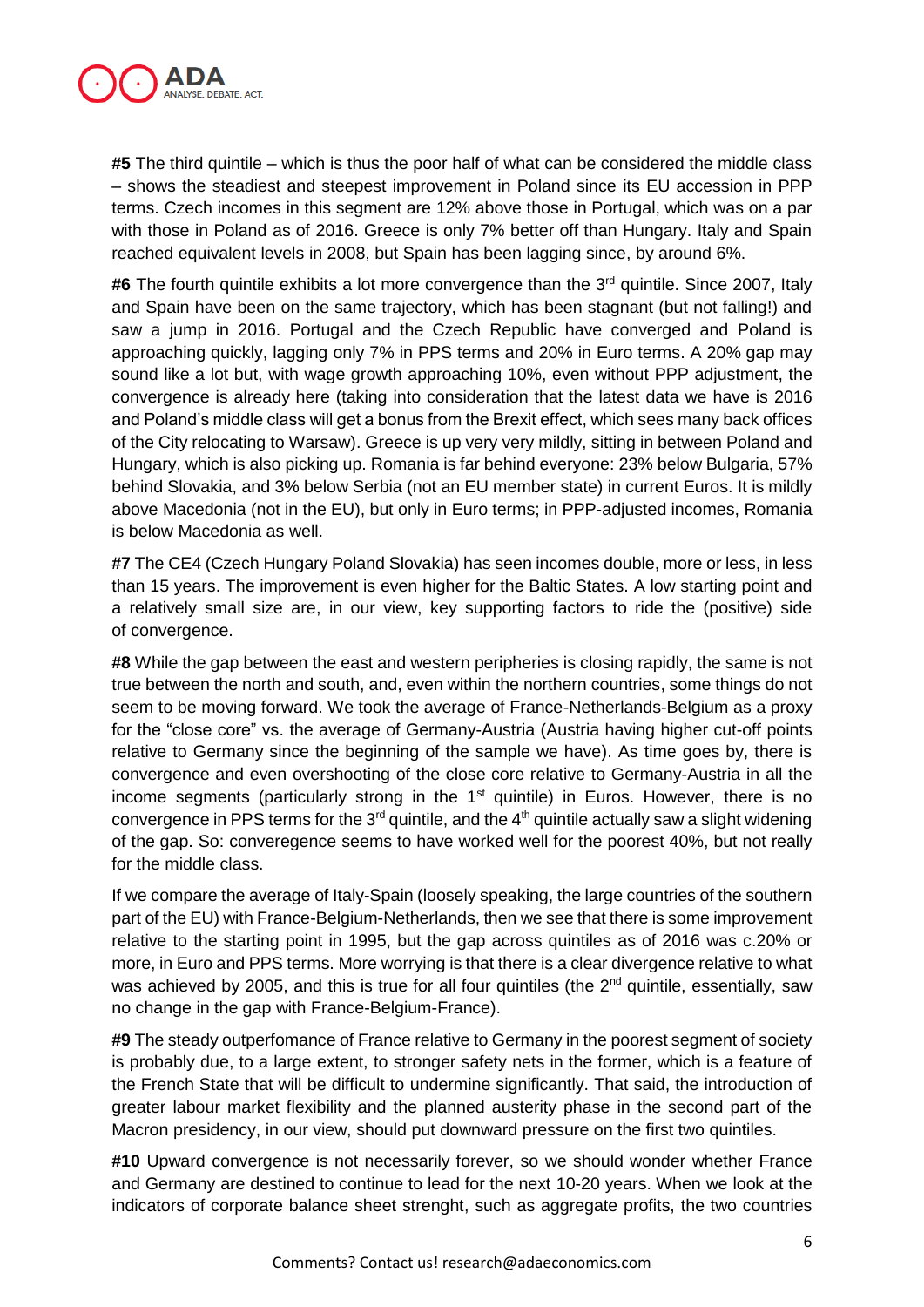**#5** The third quintile – which is thus the poor half of what can be considered the middle class – shows the steadiest and steepest improvement in Poland since its EU accession in PPP terms. Czech incomes in this segment are 12% above those in Portugal, which was on a par with those in Poland as of 2016. Greece is only 7% better off than Hungary. Italy and Spain reached equivalent levels in 2008, but Spain has been lagging since, by around 6%.

**#6** The fourth quintile exhibits a lot more convergence than the 3rd quintile. Since 2007, Italy and Spain have been on the same trajectory, which has been stagnant (but not falling!) and saw a jump in 2016. Portugal and the Czech Republic have converged and Poland is approaching quickly, lagging only 7% in PPS terms and 20% in Euro terms. A 20% gap may sound like a lot but, with wage growth approaching 10%, even without PPP adjustment, the convergence is already here (taking into consideration that the latest data we have is 2016 and Poland's middle class will get a bonus from the Brexit effect, which sees many back offices of the City relocating to Warsaw). Greece is up very very mildly, sitting in between Poland and Hungary, which is also picking up. Romania is far behind everyone: 23% below Bulgaria, 57% behind Slovakia, and 3% below Serbia (not an EU member state) in current Euros. It is mildly above Macedonia (not in the EU), but only in Euro terms; in PPP-adjusted incomes, Romania is below Macedonia as well.

**#7** The CE4 (Czech Hungary Poland Slovakia) has seen incomes double, more or less, in less than 15 years. The improvement is even higher for the Baltic States. A low starting point and a relatively small size are, in our view, key supporting factors to ride the (positive) side of convergence.

**#8** While the gap between the east and western peripheries is closing rapidly, the same is not true between the north and south, and, even within the northern countries, some things do not seem to be moving forward. We took the average of France-Netherlands-Belgium as a proxy for the "close core" vs. the average of Germany-Austria (Austria having higher cut-off points relative to Germany since the beginning of the sample we have). As time goes by, there is convergence and even overshooting of the close core relative to Germany-Austria in all the income segments (particularly strong in the 1st quintile) in Euros. However, there is no convergence in PPS terms for the 3rd quintile, and the 4th quintile actually saw a slight widening of the gap. So: converegence seems to have worked well for the poorest 40%, but not really for the middle class.

If we compare the average of Italy-Spain (loosely speaking, the large countries of the southern part of the EU) with France-Belgium-Netherlands, then we see that there is some improvement relative to the starting point in 1995, but the gap across quintiles as of 2016 was c.20% or more, in Euro and PPS terms. More worrying is that there is a clear divergence relative to what was achieved by 2005, and this is true for all four quintiles (the 2nd quintile, essentially, saw no change in the gap with France-Belgium-France).

**#9** The steady outperfomance of France relative to Germany in the poorest segment of society is probably due, to a large extent, to stronger safety nets in the former, which is a feature of the French State that will be difficult to undermine significantly. That said, the introduction of greater labour market flexibility and the planned austerity phase in the second part of the Macron presidency, in our view, should put downward pressure on the first two quintiles.

**#10** Upward convergence is not necessarily forever, so we should wonder whether France and Germany are destined to continue to lead for the next 10-20 years. When we look at the indicators of corporate balance sheet strenght, such as aggregate profits, the two countries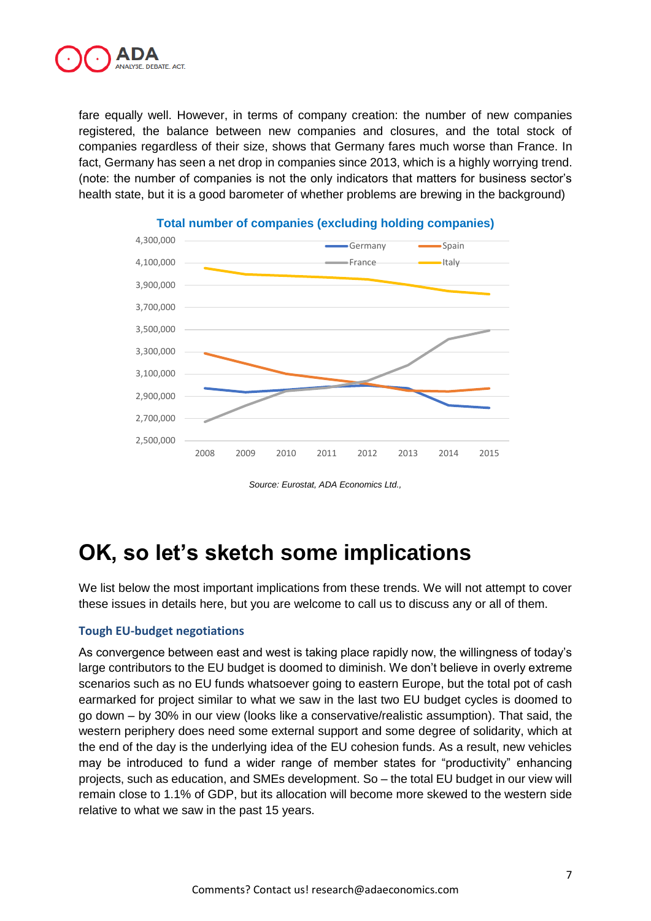fare equally well. However, in terms of company creation: the number of new companies registered, the balance between new companies and closures, and the total stock of companies regardless of their size, shows that Germany fares much worse than France. In fact, Germany has seen a net drop in companies since 2013, which is a highly worrying trend. (note: the number of companies is not the only indicators that matters for business sector's health state, but it is a good barometer of whether problems are brewing in the background)

**Total number of companies (excluding holding companies)**

*Source: Eurostat, ADA Economics Ltd.,*

# OK, so let's sketch some implications

We list below the most important implications from these trends. We will not attempt to cover these issues in details here, but you are welcome to call us to discuss any or all of them.

### Tough EU-budget negotiations

As convergence between east and west is taking place rapidly now, the willingness of today's large contributors to the EU budget is doomed to diminish. We don't believe in overly extreme scenarios such as no EU funds whatsoever going to eastern Europe, but the total pot of cash earmarked for project similar to what we saw in the last two EU budget cycles is doomed to go down – by 30% in our view (looks like a conservative/realistic assumption). That said, the western periphery does need some external support and some degree of solidarity, which at the end of the day is the underlying idea of the EU cohesion funds. As a result, new vehicles may be introduced to fund a wider range of member states for "productivity" enhancing projects, such as education, and SMEs development. So – the total EU budget in our view will remain close to 1.1% of GDP, but its allocation will become more skewed to the western side relative to what we saw in the past 15 years.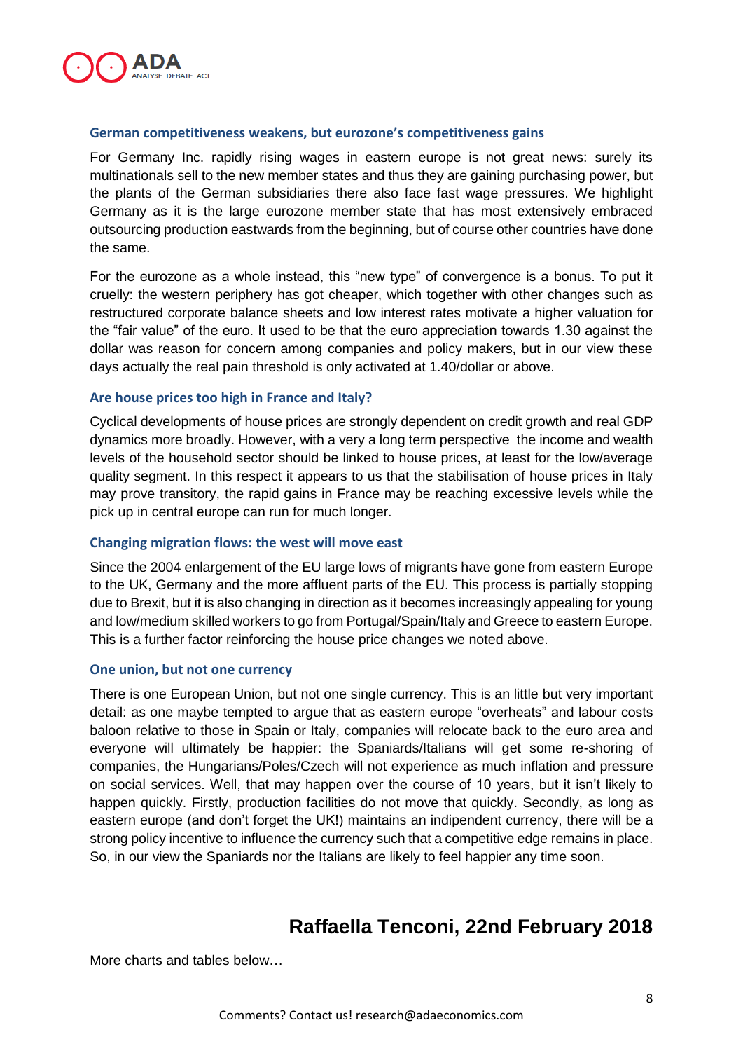### German competitiveness weakens, but eurozone's competitiveness gains

For Germany Inc. rapidly rising wages in eastern europe is not great news: surely its multinationals sell to the new member states and thus they are gaining purchasing power, but the plants of the German subsidiaries there also face fast wage pressures. We highlight Germany as it is the large eurozone member state that has most extensively embraced outsourcing production eastwards from the beginning, but of course other countries have done the same.

For the eurozone as a whole instead, this "new type" of convergence is a bonus. To put it cruelly: the western periphery has got cheaper, which together with other changes such as restructured corporate balance sheets and low interest rates motivate a higher valuation for the "fair value" of the euro. It used to be that the euro appreciation towards 1.30 against the dollar was reason for concern among companies and policy makers, but in our view these days actually the real pain threshold is only activated at 1.40/dollar or above.

### Are house prices too high in France and Italy?

Cyclical developments of house prices are strongly dependent on credit growth and real GDP dynamics more broadly. However, with a very a long term perspective the income and wealth levels of the household sector should be linked to house prices, at least for the low/average quality segment. In this respect it appears to us that the stabilisation of house prices in Italy may prove transitory, the rapid gains in France may be reaching excessive levels while the pick up in central europe can run for much longer.

### Changing migration flows: the west will move east

Since the 2004 enlargement of the EU large lows of migrants have gone from eastern Europe to the UK, Germany and the more affluent parts of the EU. This process is partially stopping due to Brexit, but it is also changing in direction as it becomes increasingly appealing for young and low/medium skilled workers to go from Portugal/Spain/Italy and Greece to eastern Europe. This is a further factor reinforcing the house price changes we noted above.

### One union, but not one currency

There is one European Union, but not one single currency. This is an little but very important detail: as one maybe tempted to argue that as eastern europe "overheats" and labour costs baloon relative to those in Spain or Italy, companies will relocate back to the euro area and everyone will ultimately be happier: the Spaniards/Italians will get some re-shoring of companies, the Hungarians/Poles/Czech will not experience as much inflation and pressure on social services. Well, that may happen over the course of 10 years, but it isn't likely to happen quickly. Firstly, production facilities do not move that quickly. Secondly, as long as eastern europe (and don't forget the UK!) maintains an indipendent currency, there will be a strong policy incentive to influence the currency such that a competitive edge remains in place. So, in our view the Spaniards nor the Italians are likely to feel happier any time soon.

**Raffaella Tenconi, 22nd February 2018**

More charts and tables below…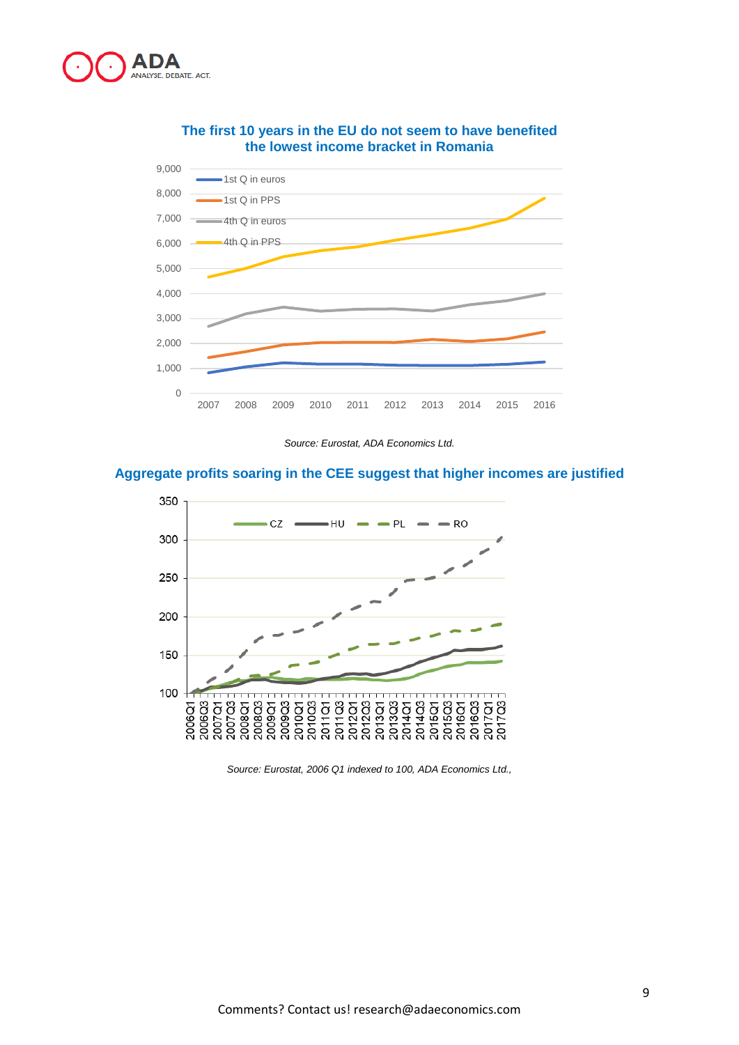**The first 10 years in the EU do not seem to have benefited the lowest income bracket in Romania**

*Source: Eurostat, ADA Economics Ltd.*

**Aggregate profits soaring in the CEE suggest that higher incomes are justified**

*Source: Eurostat, 2006 Q1 indexed to 100, ADA Economics Ltd.,*

Comments? Contact us! research@adaeconomics.com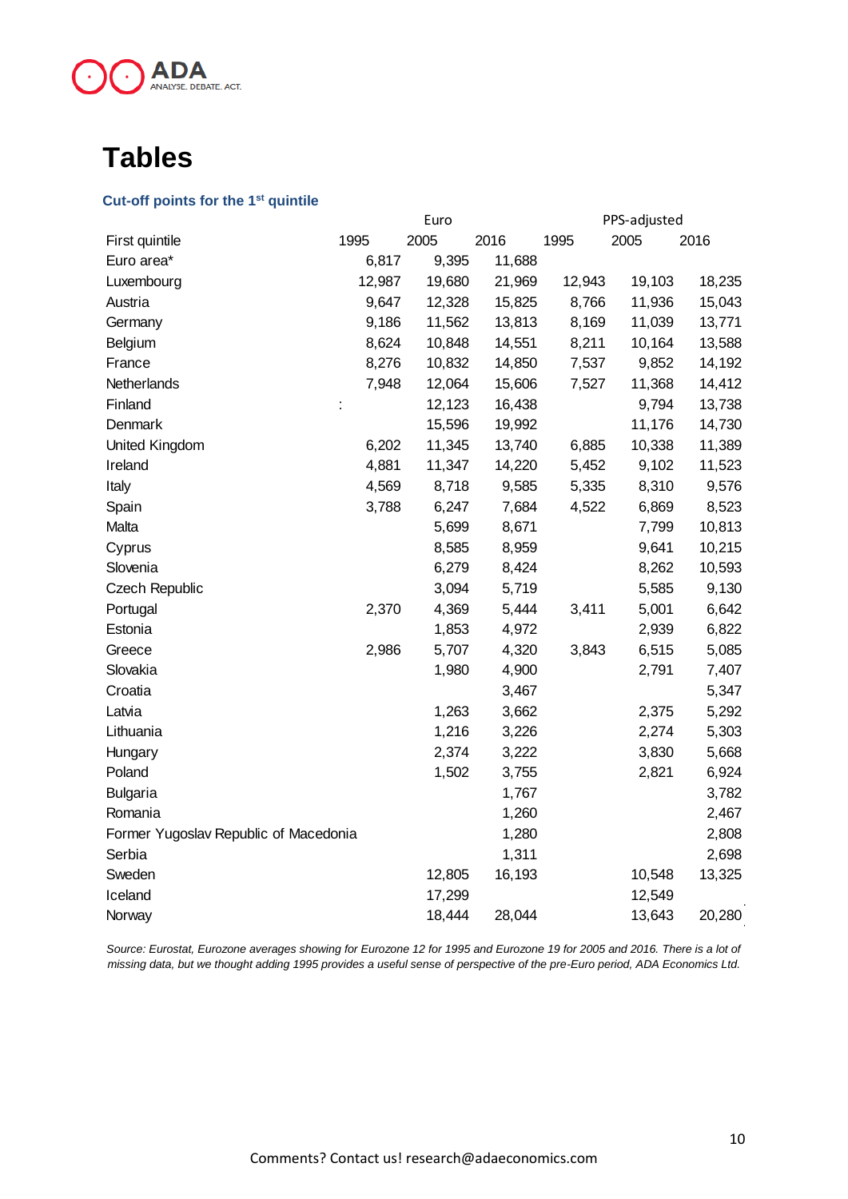# Tables

### Cut-off points for the 1st quintile

| | Euro | | | PPS-adjusted | | |
|---|---|---|---|---|---|---|
| First quintile | 1995 | 2005 | 2016 | 1995 | 2005 | 2016 |
| Euro area* | 6,817 | 9,395 | 11,688 | | | |
| Luxembourg | 12,987 | 19,680 | 21,969 | 12,943 | 19,103 | 18,235 |
| Austria | 9,647 | 12,328 | 15,825 | 8,766 | 11,936 | 15,043 |
| Germany | 9,186 | 11,562 | 13,813 | 8,169 | 11,039 | 13,771 |
| Belgium | 8,624 | 10,848 | 14,551 | 8,211 | 10,164 | 13,588 |
| France | 8,276 | 10,832 | 14,850 | 7,537 | 9,852 | 14,192 |
| Netherlands | 7,948 | 12,064 | 15,606 | 7,527 | 11,368 | 14,412 |
| Finland | : | 12,123 | 16,438 | | 9,794 | 13,738 |
| Denmark | | 15,596 | 19,992 | | 11,176 | 14,730 |
| United Kingdom | 6,202 | 11,345 | 13,740 | 6,885 | 10,338 | 11,389 |
| Ireland | 4,881 | 11,347 | 14,220 | 5,452 | 9,102 | 11,523 |
| Italy | 4,569 | 8,718 | 9,585 | 5,335 | 8,310 | 9,576 |
| Spain | 3,788 | 6,247 | 7,684 | 4,522 | 6,869 | 8,523 |
| Malta | | 5,699 | 8,671 | | 7,799 | 10,813 |
| Cyprus | | 8,585 | 8,959 | | 9,641 | 10,215 |
| Slovenia | | 6,279 | 8,424 | | 8,262 | 10,593 |
| Czech Republic | | 3,094 | 5,719 | | 5,585 | 9,130 |
| Portugal | 2,370 | 4,369 | 5,444 | 3,411 | 5,001 | 6,642 |
| Estonia | | 1,853 | 4,972 | | 2,939 | 6,822 |
| Greece | 2,986 | 5,707 | 4,320 | 3,843 | 6,515 | 5,085 |
| Slovakia | | 1,980 | 4,900 | | 2,791 | 7,407 |
| Croatia | | | 3,467 | | | 5,347 |
| Latvia | | 1,263 | 3,662 | | 2,375 | 5,292 |
| Lithuania | | 1,216 | 3,226 | | 2,274 | 5,303 |
| Hungary | | 2,374 | 3,222 | | 3,830 | 5,668 |
| Poland | | 1,502 | 3,755 | | 2,821 | 6,924 |
| Bulgaria | | | 1,767 | | | 3,782 |
| Romania | | | 1,260 | | | 2,467 |
| Former Yugoslav Republic of Macedonia | | | 1,280 | | | 2,808 |
| Serbia | | | 1,311 | | | 2,698 |
| Sweden | | 12,805 | 16,193 | | 10,548 | 13,325 |
| Iceland | | 17,299 | | | 12,549 | |
| Norway | | 18,444 | 28,044 | | 13,643 | 20,280 |

*Source: Eurostat, Eurozone averages showing for Eurozone 12 for 1995 and Eurozone 19 for 2005 and 2016. There is a lot of missing data, but we thought adding 1995 provides a useful sense of perspective of the pre-Euro period, ADA Economics Ltd.*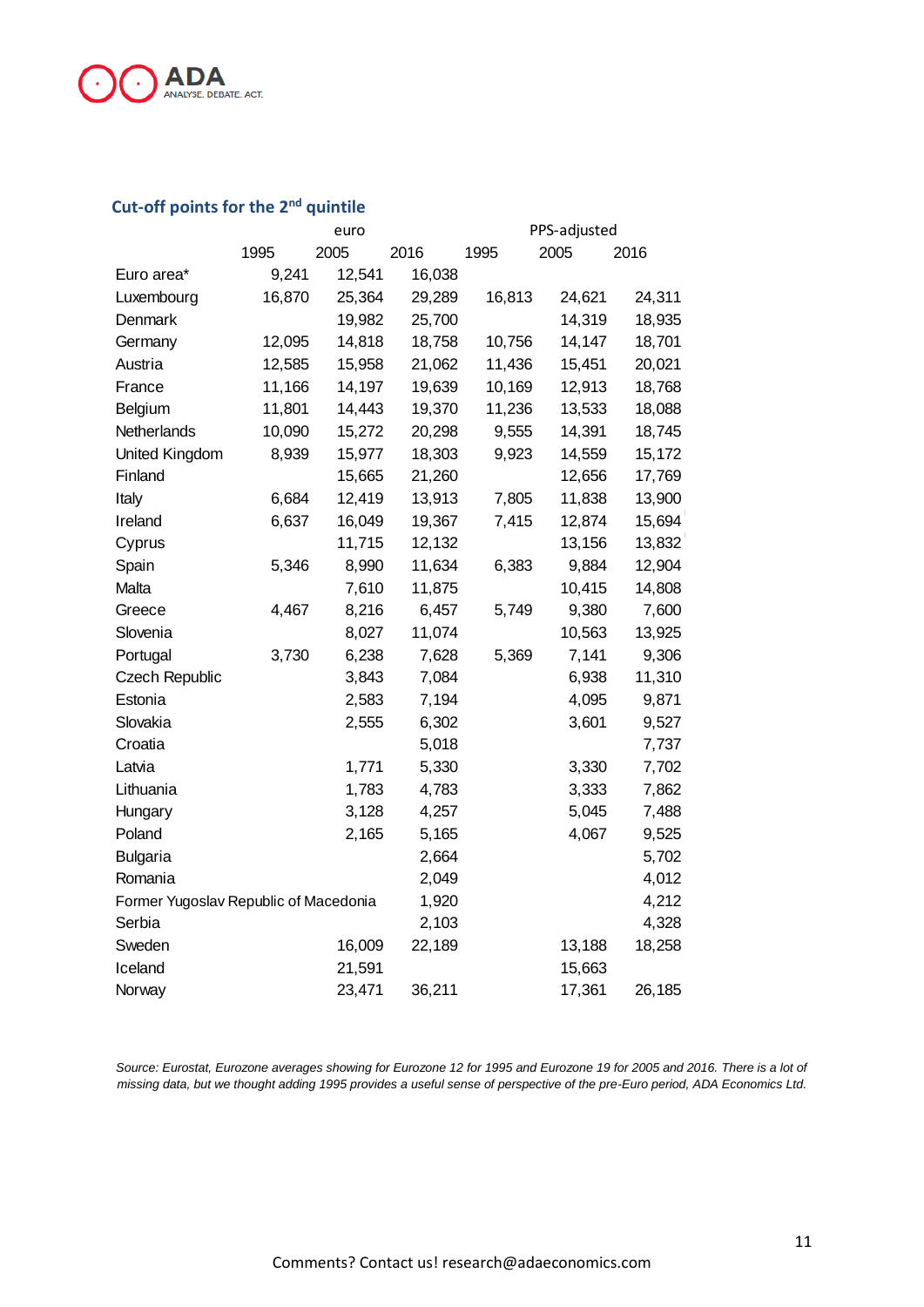### Cut-off points for the 2nd quintile

| | euro | | | PPS-adjusted | | |
|---|---|---|---|---|---|---|
| | 1995 | 2005 | 2016 | 1995 | 2005 | 2016 |
| Euro area* | 9,241 | 12,541 | 16,038 | | | |
| Luxembourg | 16,870 | 25,364 | 29,289 | 16,813 | 24,621 | 24,311 |
| Denmark | | 19,982 | 25,700 | | 14,319 | 18,935 |
| Germany | 12,095 | 14,818 | 18,758 | 10,756 | 14,147 | 18,701 |
| Austria | 12,585 | 15,958 | 21,062 | 11,436 | 15,451 | 20,021 |
| France | 11,166 | 14,197 | 19,639 | 10,169 | 12,913 | 18,768 |
| Belgium | 11,801 | 14,443 | 19,370 | 11,236 | 13,533 | 18,088 |
| Netherlands | 10,090 | 15,272 | 20,298 | 9,555 | 14,391 | 18,745 |
| United Kingdom | 8,939 | 15,977 | 18,303 | 9,923 | 14,559 | 15,172 |
| Finland | | 15,665 | 21,260 | | 12,656 | 17,769 |
| Italy | 6,684 | 12,419 | 13,913 | 7,805 | 11,838 | 13,900 |
| Ireland | 6,637 | 16,049 | 19,367 | 7,415 | 12,874 | 15,694 |
| Cyprus | | 11,715 | 12,132 | | 13,156 | 13,832 |
| Spain | 5,346 | 8,990 | 11,634 | 6,383 | 9,884 | 12,904 |
| Malta | | 7,610 | 11,875 | | 10,415 | 14,808 |
| Greece | 4,467 | 8,216 | 6,457 | 5,749 | 9,380 | 7,600 |
| Slovenia | | 8,027 | 11,074 | | 10,563 | 13,925 |
| Portugal | 3,730 | 6,238 | 7,628 | 5,369 | 7,141 | 9,306 |
| Czech Republic | | 3,843 | 7,084 | | 6,938 | 11,310 |
| Estonia | | 2,583 | 7,194 | | 4,095 | 9,871 |
| Slovakia | | 2,555 | 6,302 | | 3,601 | 9,527 |
| Croatia | | | 5,018 | | | 7,737 |
| Latvia | | 1,771 | 5,330 | | 3,330 | 7,702 |
| Lithuania | | 1,783 | 4,783 | | 3,333 | 7,862 |
| Hungary | | 3,128 | 4,257 | | 5,045 | 7,488 |
| Poland | | 2,165 | 5,165 | | 4,067 | 9,525 |
| Bulgaria | | | 2,664 | | | 5,702 |
| Romania | | | 2,049 | | | 4,012 |
| Former Yugoslav Republic of Macedonia | | | 1,920 | | | 4,212 |
| Serbia | | | 2,103 | | | 4,328 |
| Sweden | | 16,009 | 22,189 | | 13,188 | 18,258 |
| Iceland | | 21,591 | | | 15,663 | |
| Norway | | 23,471 | 36,211 | | 17,361 | 26,185 |

*Source: Eurostat, Eurozone averages showing for Eurozone 12 for 1995 and Eurozone 19 for 2005 and 2016. There is a lot of missing data, but we thought adding 1995 provides a useful sense of perspective of the pre-Euro period, ADA Economics Ltd.*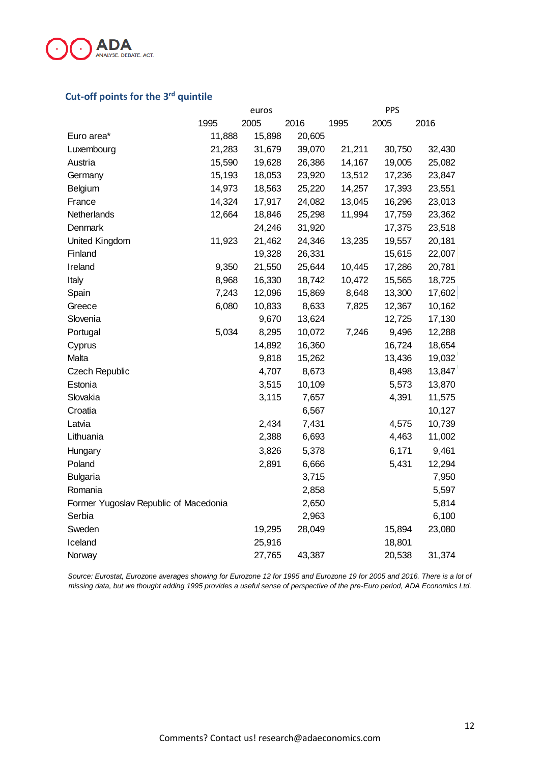## Cut-off points for the 3rd quintile

| | euros | | | PPS | | |
|---|---|---|---|---|---|---|
| | 1995 | 2005 | 2016 | 1995 | 2005 | 2016 |
| Euro area* | 11,888 | 15,898 | 20,605 | | | |
| Luxembourg | 21,283 | 31,679 | 39,070 | 21,211 | 30,750 | 32,430 |
| Austria | 15,590 | 19,628 | 26,386 | 14,167 | 19,005 | 25,082 |
| Germany | 15,193 | 18,053 | 23,920 | 13,512 | 17,236 | 23,847 |
| Belgium | 14,973 | 18,563 | 25,220 | 14,257 | 17,393 | 23,551 |
| France | 14,324 | 17,917 | 24,082 | 13,045 | 16,296 | 23,013 |
| Netherlands | 12,664 | 18,846 | 25,298 | 11,994 | 17,759 | 23,362 |
| Denmark | | 24,246 | 31,920 | | 17,375 | 23,518 |
| United Kingdom | 11,923 | 21,462 | 24,346 | 13,235 | 19,557 | 20,181 |
| Finland | | 19,328 | 26,331 | | 15,615 | 22,007 |
| Ireland | 9,350 | 21,550 | 25,644 | 10,445 | 17,286 | 20,781 |
| Italy | 8,968 | 16,330 | 18,742 | 10,472 | 15,565 | 18,725 |
| Spain | 7,243 | 12,096 | 15,869 | 8,648 | 13,300 | 17,602 |
| Greece | 6,080 | 10,833 | 8,633 | 7,825 | 12,367 | 10,162 |
| Slovenia | | 9,670 | 13,624 | | 12,725 | 17,130 |
| Portugal | 5,034 | 8,295 | 10,072 | 7,246 | 9,496 | 12,288 |
| Cyprus | | 14,892 | 16,360 | | 16,724 | 18,654 |
| Malta | | 9,818 | 15,262 | | 13,436 | 19,032 |
| Czech Republic | | 4,707 | 8,673 | | 8,498 | 13,847 |
| Estonia | | 3,515 | 10,109 | | 5,573 | 13,870 |
| Slovakia | | 3,115 | 7,657 | | 4,391 | 11,575 |
| Croatia | | | 6,567 | | | 10,127 |
| Latvia | | 2,434 | 7,431 | | 4,575 | 10,739 |
| Lithuania | | 2,388 | 6,693 | | 4,463 | 11,002 |
| Hungary | | 3,826 | 5,378 | | 6,171 | 9,461 |
| Poland | | 2,891 | 6,666 | | 5,431 | 12,294 |
| Bulgaria | | | 3,715 | | | 7,950 |
| Romania | | | 2,858 | | | 5,597 |
| Former Yugoslav Republic of Macedonia | | | 2,650 | | | 5,814 |
| Serbia | | | 2,963 | | | 6,100 |
| Sweden | | 19,295 | 28,049 | | 15,894 | 23,080 |
| Iceland | | 25,916 | | | 18,801 | |
| Norway | | 27,765 | 43,387 | | 20,538 | 31,374 |

*Source: Eurostat, Eurozone averages showing for Eurozone 12 for 1995 and Eurozone 19 for 2005 and 2016. There is a lot of missing data, but we thought adding 1995 provides a useful sense of perspective of the pre-Euro period, ADA Economics Ltd.*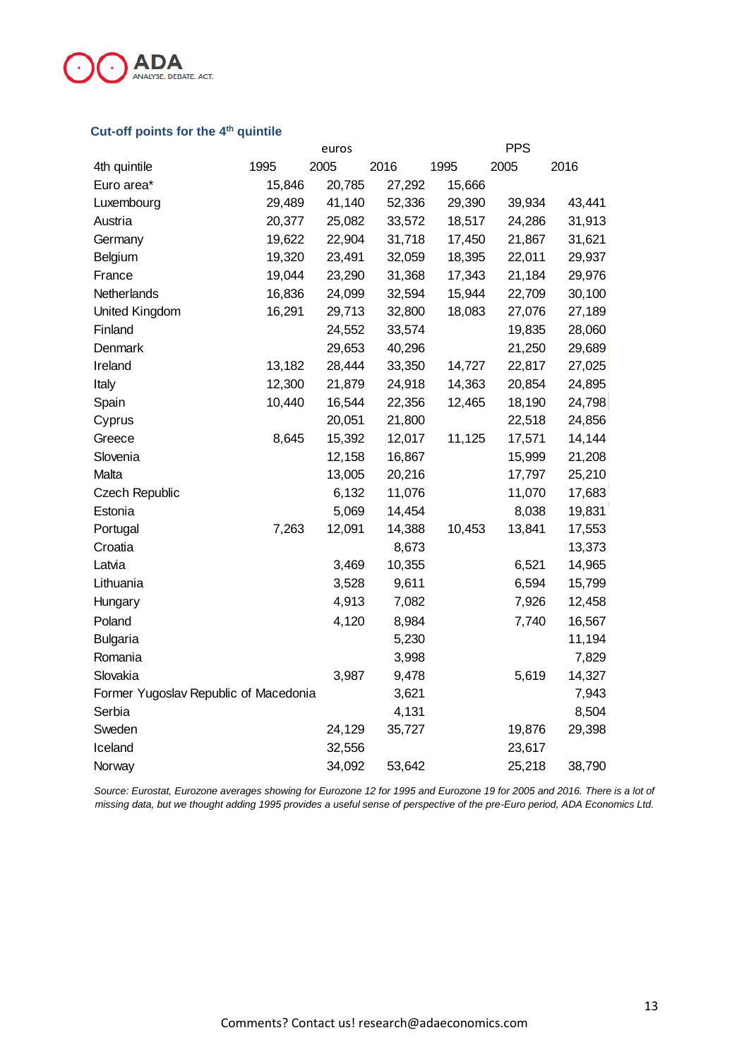### Cut-off points for the 4th quintile

| | euros | | | PPS | | |
|---|---|---|---|---|---|---|
| 4th quintile | 1995 | 2005 | 2016 | 1995 | 2005 | 2016 |
| Euro area* | 15,846 | 20,785 | 27,292 | 15,666 | | |
| Luxembourg | 29,489 | 41,140 | 52,336 | 29,390 | 39,934 | 43,441 |
| Austria | 20,377 | 25,082 | 33,572 | 18,517 | 24,286 | 31,913 |
| Germany | 19,622 | 22,904 | 31,718 | 17,450 | 21,867 | 31,621 |
| Belgium | 19,320 | 23,491 | 32,059 | 18,395 | 22,011 | 29,937 |
| France | 19,044 | 23,290 | 31,368 | 17,343 | 21,184 | 29,976 |
| Netherlands | 16,836 | 24,099 | 32,594 | 15,944 | 22,709 | 30,100 |
| United Kingdom | 16,291 | 29,713 | 32,800 | 18,083 | 27,076 | 27,189 |
| Finland | | 24,552 | 33,574 | | 19,835 | 28,060 |
| Denmark | | 29,653 | 40,296 | | 21,250 | 29,689 |
| Ireland | 13,182 | 28,444 | 33,350 | 14,727 | 22,817 | 27,025 |
| Italy | 12,300 | 21,879 | 24,918 | 14,363 | 20,854 | 24,895 |
| Spain | 10,440 | 16,544 | 22,356 | 12,465 | 18,190 | 24,798 |
| Cyprus | | 20,051 | 21,800 | | 22,518 | 24,856 |
| Greece | 8,645 | 15,392 | 12,017 | 11,125 | 17,571 | 14,144 |
| Slovenia | | 12,158 | 16,867 | | 15,999 | 21,208 |
| Malta | | 13,005 | 20,216 | | 17,797 | 25,210 |
| Czech Republic | | 6,132 | 11,076 | | 11,070 | 17,683 |
| Estonia | | 5,069 | 14,454 | | 8,038 | 19,831 |
| Portugal | 7,263 | 12,091 | 14,388 | 10,453 | 13,841 | 17,553 |
| Croatia | | | 8,673 | | | 13,373 |
| Latvia | | 3,469 | 10,355 | | 6,521 | 14,965 |
| Lithuania | | 3,528 | 9,611 | | 6,594 | 15,799 |
| Hungary | | 4,913 | 7,082 | | 7,926 | 12,458 |
| Poland | | 4,120 | 8,984 | | 7,740 | 16,567 |
| Bulgaria | | | 5,230 | | | 11,194 |
| Romania | | | 3,998 | | | 7,829 |
| Slovakia | | 3,987 | 9,478 | | 5,619 | 14,327 |
| Former Yugoslav Republic of Macedonia | | | 3,621 | | | 7,943 |
| Serbia | | | 4,131 | | | 8,504 |
| Sweden | | 24,129 | 35,727 | | 19,876 | 29,398 |
| Iceland | | 32,556 | | | 23,617 | |
| Norway | | 34,092 | 53,642 | | 25,218 | 38,790 |

*Source: Eurostat, Eurozone averages showing for Eurozone 12 for 1995 and Eurozone 19 for 2005 and 2016. There is a lot of missing data, but we thought adding 1995 provides a useful sense of perspective of the pre-Euro period, ADA Economics Ltd.*

Comments? Contact us! research@adaeconomics.com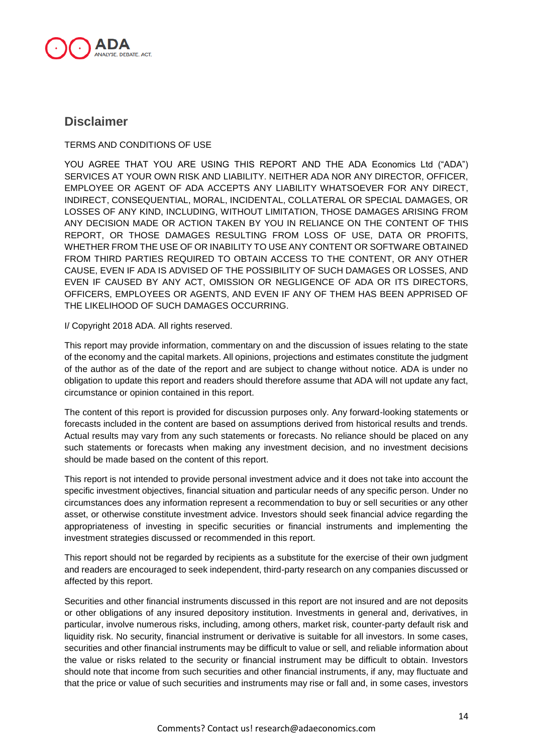## Disclaimer

TERMS AND CONDITIONS OF USE

YOU AGREE THAT YOU ARE USING THIS REPORT AND THE ADA Economics Ltd ("ADA") SERVICES AT YOUR OWN RISK AND LIABILITY. NEITHER ADA NOR ANY DIRECTOR, OFFICER, EMPLOYEE OR AGENT OF ADA ACCEPTS ANY LIABILITY WHATSOEVER FOR ANY DIRECT, INDIRECT, CONSEQUENTIAL, MORAL, INCIDENTAL, COLLATERAL OR SPECIAL DAMAGES, OR LOSSES OF ANY KIND, INCLUDING, WITHOUT LIMITATION, THOSE DAMAGES ARISING FROM ANY DECISION MADE OR ACTION TAKEN BY YOU IN RELIANCE ON THE CONTENT OF THIS REPORT, OR THOSE DAMAGES RESULTING FROM LOSS OF USE, DATA OR PROFITS, WHETHER FROM THE USE OF OR INABILITY TO USE ANY CONTENT OR SOFTWARE OBTAINED FROM THIRD PARTIES REQUIRED TO OBTAIN ACCESS TO THE CONTENT, OR ANY OTHER CAUSE, EVEN IF ADA IS ADVISED OF THE POSSIBILITY OF SUCH DAMAGES OR LOSSES, AND EVEN IF CAUSED BY ANY ACT, OMISSION OR NEGLIGENCE OF ADA OR ITS DIRECTORS, OFFICERS, EMPLOYEES OR AGENTS, AND EVEN IF ANY OF THEM HAS BEEN APPRISED OF THE LIKELIHOOD OF SUCH DAMAGES OCCURRING.

I/ Copyright 2018 ADA. All rights reserved.

This report may provide information, commentary on and the discussion of issues relating to the state of the economy and the capital markets. All opinions, projections and estimates constitute the judgment of the author as of the date of the report and are subject to change without notice. ADA is under no obligation to update this report and readers should therefore assume that ADA will not update any fact, circumstance or opinion contained in this report.

The content of this report is provided for discussion purposes only. Any forward-looking statements or forecasts included in the content are based on assumptions derived from historical results and trends. Actual results may vary from any such statements or forecasts. No reliance should be placed on any such statements or forecasts when making any investment decision, and no investment decisions should be made based on the content of this report.

This report is not intended to provide personal investment advice and it does not take into account the specific investment objectives, financial situation and particular needs of any specific person. Under no circumstances does any information represent a recommendation to buy or sell securities or any other asset, or otherwise constitute investment advice. Investors should seek financial advice regarding the appropriateness of investing in specific securities or financial instruments and implementing the investment strategies discussed or recommended in this report.

This report should not be regarded by recipients as a substitute for the exercise of their own judgment and readers are encouraged to seek independent, third-party research on any companies discussed or affected by this report.

Securities and other financial instruments discussed in this report are not insured and are not deposits or other obligations of any insured depository institution. Investments in general and, derivatives, in particular, involve numerous risks, including, among others, market risk, counter-party default risk and liquidity risk. No security, financial instrument or derivative is suitable for all investors. In some cases, securities and other financial instruments may be difficult to value or sell, and reliable information about the value or risks related to the security or financial instrument may be difficult to obtain. Investors should note that income from such securities and other financial instruments, if any, may fluctuate and that the price or value of such securities and instruments may rise or fall and, in some cases, investors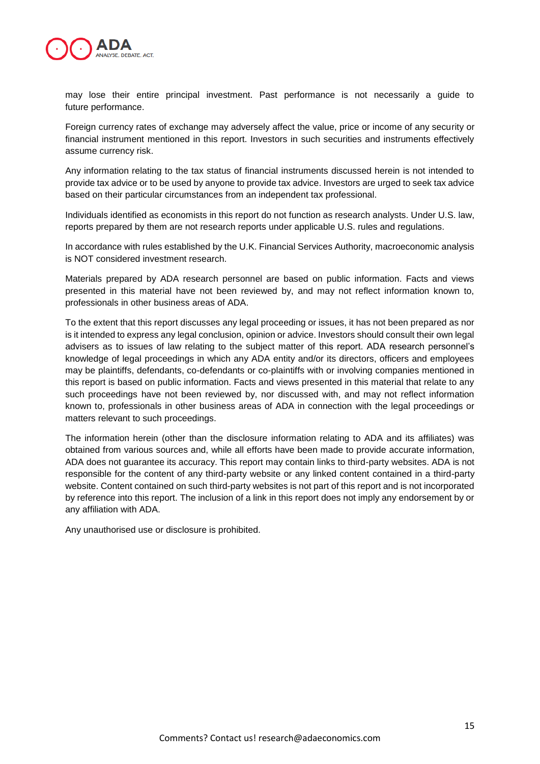may lose their entire principal investment. Past performance is not necessarily a guide to future performance.

Foreign currency rates of exchange may adversely affect the value, price or income of any security or financial instrument mentioned in this report. Investors in such securities and instruments effectively assume currency risk.

Any information relating to the tax status of financial instruments discussed herein is not intended to provide tax advice or to be used by anyone to provide tax advice. Investors are urged to seek tax advice based on their particular circumstances from an independent tax professional.

Individuals identified as economists in this report do not function as research analysts. Under U.S. law, reports prepared by them are not research reports under applicable U.S. rules and regulations.

In accordance with rules established by the U.K. Financial Services Authority, macroeconomic analysis is NOT considered investment research.

Materials prepared by ADA research personnel are based on public information. Facts and views presented in this material have not been reviewed by, and may not reflect information known to, professionals in other business areas of ADA.

To the extent that this report discusses any legal proceeding or issues, it has not been prepared as nor is it intended to express any legal conclusion, opinion or advice. Investors should consult their own legal advisers as to issues of law relating to the subject matter of this report. ADA research personnel's knowledge of legal proceedings in which any ADA entity and/or its directors, officers and employees may be plaintiffs, defendants, co-defendants or co-plaintiffs with or involving companies mentioned in this report is based on public information. Facts and views presented in this material that relate to any such proceedings have not been reviewed by, nor discussed with, and may not reflect information known to, professionals in other business areas of ADA in connection with the legal proceedings or matters relevant to such proceedings.

The information herein (other than the disclosure information relating to ADA and its affiliates) was obtained from various sources and, while all efforts have been made to provide accurate information, ADA does not guarantee its accuracy. This report may contain links to third-party websites. ADA is not responsible for the content of any third-party website or any linked content contained in a third-party website. Content contained on such third-party websites is not part of this report and is not incorporated by reference into this report. The inclusion of a link in this report does not imply any endorsement by or any affiliation with ADA.

Any unauthorised use or disclosure is prohibited.